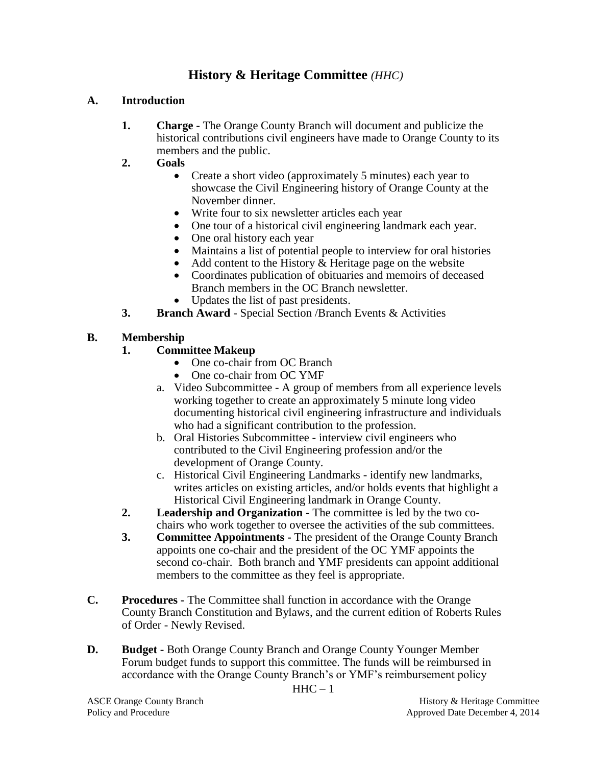# History & Heritage Committee *(HHC)*

## A. Introduction

1. **Charge -** The Orange County Branch will document and publicize the historical contributions civil engineers have made to Orange County to its members and the public.
2. **Goals**
   - Create a short video (approximately 5 minutes) each year to showcase the Civil Engineering history of Orange County at the November dinner.
   - Write four to six newsletter articles each year
   - One tour of a historical civil engineering landmark each year.
   - One oral history each year
   - Maintains a list of potential people to interview for oral histories
   - Add content to the History & Heritage page on the website
   - Coordinates publication of obituaries and memoirs of deceased Branch members in the OC Branch newsletter.
   - Updates the list of past presidents.
3. **Branch Award** - Special Section /Branch Events & Activities

## B. Membership

1. **Committee Makeup**
   - One co-chair from OC Branch
   - One co-chair from OC YMF

   a. Video Subcommittee - A group of members from all experience levels working together to create an approximately 5 minute long video documenting historical civil engineering infrastructure and individuals who had a significant contribution to the profession.

   b. Oral Histories Subcommittee - interview civil engineers who contributed to the Civil Engineering profession and/or the development of Orange County.

   c. Historical Civil Engineering Landmarks - identify new landmarks, writes articles on existing articles, and/or holds events that highlight a Historical Civil Engineering landmark in Orange County.
2. **Leadership and Organization -** The committee is led by the two co-chairs who work together to oversee the activities of the sub committees.
3. **Committee Appointments -** The president of the Orange County Branch appoints one co-chair and the president of the OC YMF appoints the second co-chair. Both branch and YMF presidents can appoint additional members to the committee as they feel is appropriate.

## C. Procedures

**Procedures -** The Committee shall function in accordance with the Orange County Branch Constitution and Bylaws, and the current edition of Roberts Rules of Order - Newly Revised.

## D. Budget

**Budget -** Both Orange County Branch and Orange County Younger Member Forum budget funds to support this committee. The funds will be reimbursed in accordance with the Orange County Branch's or YMF's reimbursement policy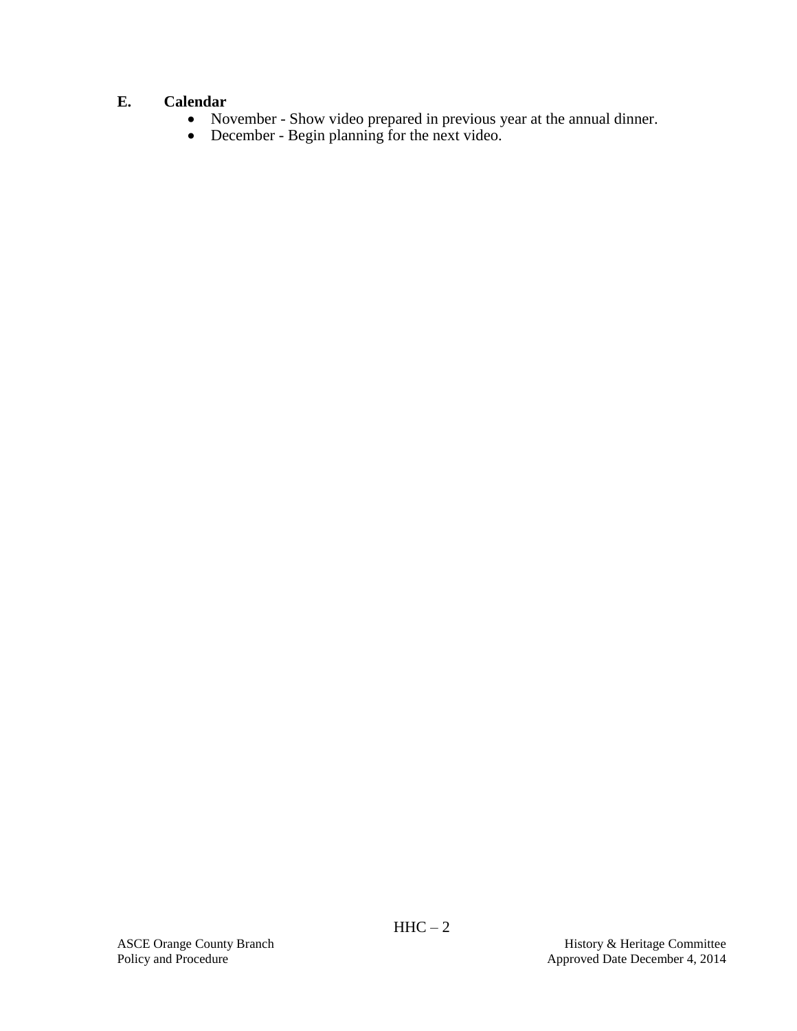### E. Calendar

- November - Show video prepared in previous year at the annual dinner.
- December - Begin planning for the next video.